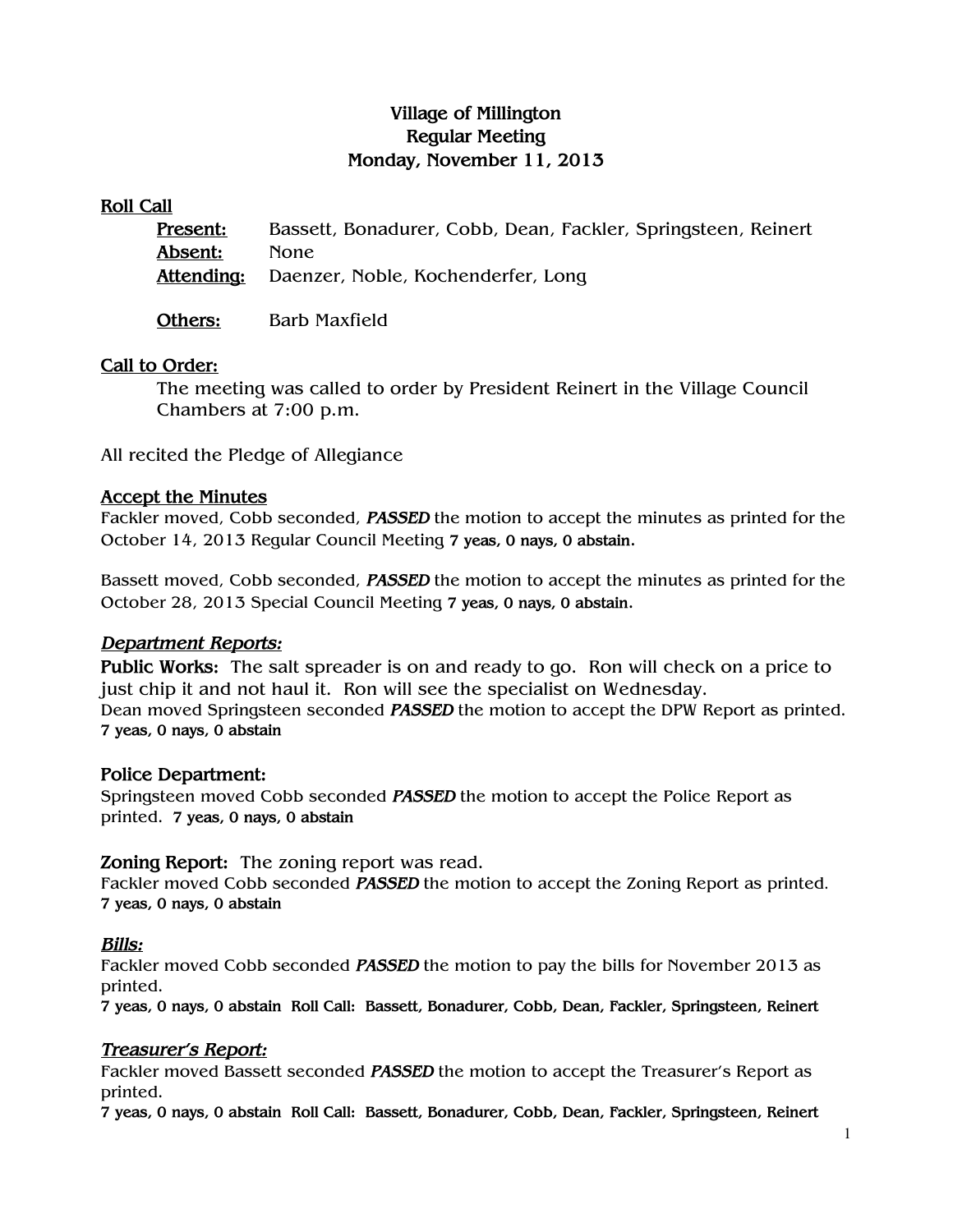# Village of Millington
## Regular Meeting
## Monday, November 11, 2013

### Roll Call

**Present:** Bassett, Bonadurer, Cobb, Dean, Fackler, Springsteen, Reinert
**Absent:** None
**Attending:** Daenzer, Noble, Kochenderfer, Long

**Others:** Barb Maxfield

### Call to Order:

The meeting was called to order by President Reinert in the Village Council Chambers at 7:00 p.m.

All recited the Pledge of Allegiance

### Accept the Minutes

Fackler moved, Cobb seconded, ***PASSED*** the motion to accept the minutes as printed for the October 14, 2013 Regular Council Meeting **7 yeas, 0 nays, 0 abstain.**

Bassett moved, Cobb seconded, ***PASSED*** the motion to accept the minutes as printed for the October 28, 2013 Special Council Meeting **7 yeas, 0 nays, 0 abstain.**

### *Department Reports:*

**Public Works:** The salt spreader is on and ready to go. Ron will check on a price to just chip it and not haul it. Ron will see the specialist on Wednesday.
Dean moved Springsteen seconded ***PASSED*** the motion to accept the DPW Report as printed.
**7 yeas, 0 nays, 0 abstain**

**Police Department:**
Springsteen moved Cobb seconded ***PASSED*** the motion to accept the Police Report as printed. **7 yeas, 0 nays, 0 abstain**

**Zoning Report:** The zoning report was read.
Fackler moved Cobb seconded ***PASSED*** the motion to accept the Zoning Report as printed.
**7 yeas, 0 nays, 0 abstain**

### *Bills:*

Fackler moved Cobb seconded ***PASSED*** the motion to pay the bills for November 2013 as printed.
**7 yeas, 0 nays, 0 abstain Roll Call: Bassett, Bonadurer, Cobb, Dean, Fackler, Springsteen, Reinert**

### *Treasurer's Report:*

Fackler moved Bassett seconded ***PASSED*** the motion to accept the Treasurer's Report as printed.
**7 yeas, 0 nays, 0 abstain Roll Call: Bassett, Bonadurer, Cobb, Dean, Fackler, Springsteen, Reinert**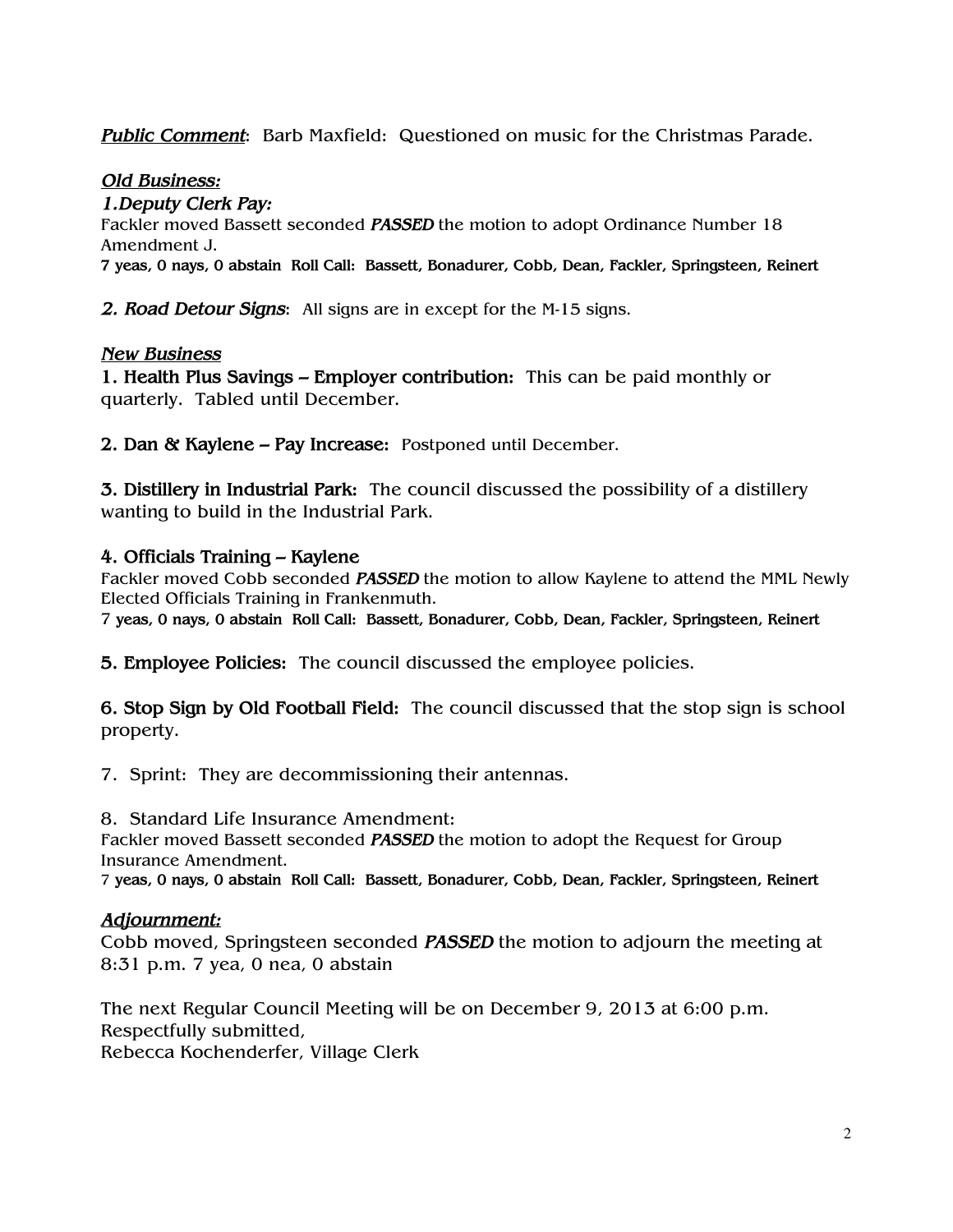***Public Comment***: Barb Maxfield: Questioned on music for the Christmas Parade.

***Old Business:***

***1.Deputy Clerk Pay:***

Fackler moved Bassett seconded ***PASSED*** the motion to adopt Ordinance Number 18 Amendment J.

**7 yeas, 0 nays, 0 abstain Roll Call: Bassett, Bonadurer, Cobb, Dean, Fackler, Springsteen, Reinert**

***2. Road Detour Signs***: All signs are in except for the M-15 signs.

***New Business***

**1. Health Plus Savings – Employer contribution:** This can be paid monthly or quarterly. Tabled until December.

**2. Dan & Kaylene – Pay Increase:** Postponed until December.

**3. Distillery in Industrial Park:** The council discussed the possibility of a distillery wanting to build in the Industrial Park.

**4. Officials Training – Kaylene**

Fackler moved Cobb seconded ***PASSED*** the motion to allow Kaylene to attend the MML Newly Elected Officials Training in Frankenmuth.

**7 yeas, 0 nays, 0 abstain Roll Call: Bassett, Bonadurer, Cobb, Dean, Fackler, Springsteen, Reinert**

**5. Employee Policies:** The council discussed the employee policies.

**6. Stop Sign by Old Football Field:** The council discussed that the stop sign is school property.

7. Sprint: They are decommissioning their antennas.

8. Standard Life Insurance Amendment:

Fackler moved Bassett seconded ***PASSED*** the motion to adopt the Request for Group Insurance Amendment.

**7 yeas, 0 nays, 0 abstain Roll Call: Bassett, Bonadurer, Cobb, Dean, Fackler, Springsteen, Reinert**

***Adjournment:***

Cobb moved, Springsteen seconded ***PASSED*** the motion to adjourn the meeting at 8:31 p.m. 7 yea, 0 nea, 0 abstain

The next Regular Council Meeting will be on December 9, 2013 at 6:00 p.m.
Respectfully submitted,
Rebecca Kochenderfer, Village Clerk